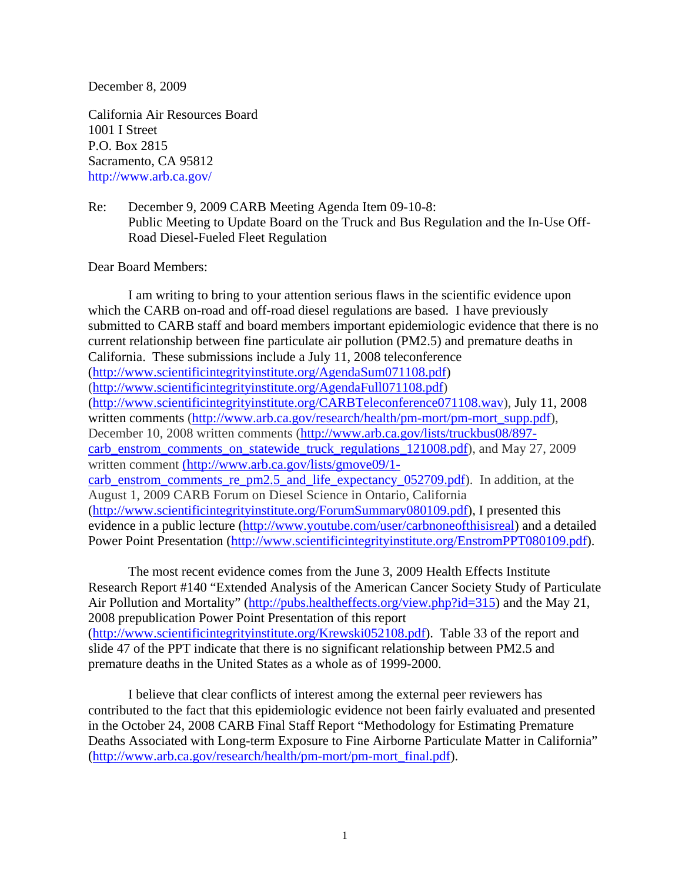December 8, 2009

California Air Resources Board
1001 I Street
P.O. Box 2815
Sacramento, CA 95812
http://www.arb.ca.gov/

Re: December 9, 2009 CARB Meeting Agenda Item 09-10-8:
Public Meeting to Update Board on the Truck and Bus Regulation and the In-Use Off-Road Diesel-Fueled Fleet Regulation

Dear Board Members:

I am writing to bring to your attention serious flaws in the scientific evidence upon which the CARB on-road and off-road diesel regulations are based. I have previously submitted to CARB staff and board members important epidemiologic evidence that there is no current relationship between fine particulate air pollution (PM2.5) and premature deaths in California. These submissions include a July 11, 2008 teleconference (http://www.scientificintegrityinstitute.org/AgendaSum071108.pdf) (http://www.scientificintegrityinstitute.org/AgendaFull071108.pdf) (http://www.scientificintegrityinstitute.org/CARBTeleconference071108.wav), July 11, 2008 written comments (http://www.arb.ca.gov/research/health/pm-mort/pm-mort_supp.pdf), December 10, 2008 written comments (http://www.arb.ca.gov/lists/truckbus08/897-carb_enstrom_comments_on_statewide_truck_regulations_121008.pdf), and May 27, 2009 written comment (http://www.arb.ca.gov/lists/gmove09/1-carb_enstrom_comments_re_pm2.5_and_life_expectancy_052709.pdf). In addition, at the August 1, 2009 CARB Forum on Diesel Science in Ontario, California (http://www.scientificintegrityinstitute.org/ForumSummary080109.pdf), I presented this evidence in a public lecture (http://www.youtube.com/user/carbnoneofthisisreal) and a detailed Power Point Presentation (http://www.scientificintegrityinstitute.org/EnstromPPT080109.pdf).

The most recent evidence comes from the June 3, 2009 Health Effects Institute Research Report #140 "Extended Analysis of the American Cancer Society Study of Particulate Air Pollution and Mortality" (http://pubs.healtheffects.org/view.php?id=315) and the May 21, 2008 prepublication Power Point Presentation of this report (http://www.scientificintegrityinstitute.org/Krewski052108.pdf). Table 33 of the report and slide 47 of the PPT indicate that there is no significant relationship between PM2.5 and premature deaths in the United States as a whole as of 1999-2000.

I believe that clear conflicts of interest among the external peer reviewers has contributed to the fact that this epidemiologic evidence not been fairly evaluated and presented in the October 24, 2008 CARB Final Staff Report "Methodology for Estimating Premature Deaths Associated with Long-term Exposure to Fine Airborne Particulate Matter in California" (http://www.arb.ca.gov/research/health/pm-mort/pm-mort_final.pdf).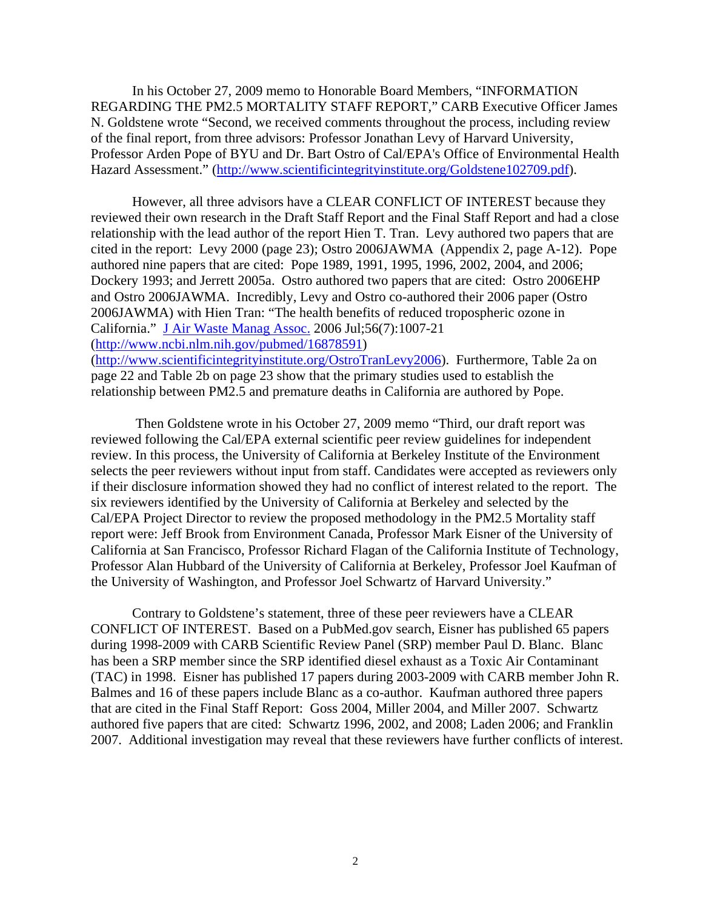In his October 27, 2009 memo to Honorable Board Members, "INFORMATION REGARDING THE PM2.5 MORTALITY STAFF REPORT," CARB Executive Officer James N. Goldstene wrote "Second, we received comments throughout the process, including review of the final report, from three advisors: Professor Jonathan Levy of Harvard University, Professor Arden Pope of BYU and Dr. Bart Ostro of Cal/EPA's Office of Environmental Health Hazard Assessment." (http://www.scientificintegrityinstitute.org/Goldstene102709.pdf).

However, all three advisors have a CLEAR CONFLICT OF INTEREST because they reviewed their own research in the Draft Staff Report and the Final Staff Report and had a close relationship with the lead author of the report Hien T. Tran. Levy authored two papers that are cited in the report: Levy 2000 (page 23); Ostro 2006JAWMA (Appendix 2, page A-12). Pope authored nine papers that are cited: Pope 1989, 1991, 1995, 1996, 2002, 2004, and 2006; Dockery 1993; and Jerrett 2005a. Ostro authored two papers that are cited: Ostro 2006EHP and Ostro 2006JAWMA. Incredibly, Levy and Ostro co-authored their 2006 paper (Ostro 2006JAWMA) with Hien Tran: "The health benefits of reduced tropospheric ozone in California." J Air Waste Manag Assoc. 2006 Jul;56(7):1007-21 (http://www.ncbi.nlm.nih.gov/pubmed/16878591) (http://www.scientificintegrityinstitute.org/OstroTranLevy2006). Furthermore, Table 2a on page 22 and Table 2b on page 23 show that the primary studies used to establish the relationship between PM2.5 and premature deaths in California are authored by Pope.

Then Goldstene wrote in his October 27, 2009 memo "Third, our draft report was reviewed following the Cal/EPA external scientific peer review guidelines for independent review. In this process, the University of California at Berkeley Institute of the Environment selects the peer reviewers without input from staff. Candidates were accepted as reviewers only if their disclosure information showed they had no conflict of interest related to the report. The six reviewers identified by the University of California at Berkeley and selected by the Cal/EPA Project Director to review the proposed methodology in the PM2.5 Mortality staff report were: Jeff Brook from Environment Canada, Professor Mark Eisner of the University of California at San Francisco, Professor Richard Flagan of the California Institute of Technology, Professor Alan Hubbard of the University of California at Berkeley, Professor Joel Kaufman of the University of Washington, and Professor Joel Schwartz of Harvard University."

Contrary to Goldstene's statement, three of these peer reviewers have a CLEAR CONFLICT OF INTEREST. Based on a PubMed.gov search, Eisner has published 65 papers during 1998-2009 with CARB Scientific Review Panel (SRP) member Paul D. Blanc. Blanc has been a SRP member since the SRP identified diesel exhaust as a Toxic Air Contaminant (TAC) in 1998. Eisner has published 17 papers during 2003-2009 with CARB member John R. Balmes and 16 of these papers include Blanc as a co-author. Kaufman authored three papers that are cited in the Final Staff Report: Goss 2004, Miller 2004, and Miller 2007. Schwartz authored five papers that are cited: Schwartz 1996, 2002, and 2008; Laden 2006; and Franklin 2007. Additional investigation may reveal that these reviewers have further conflicts of interest.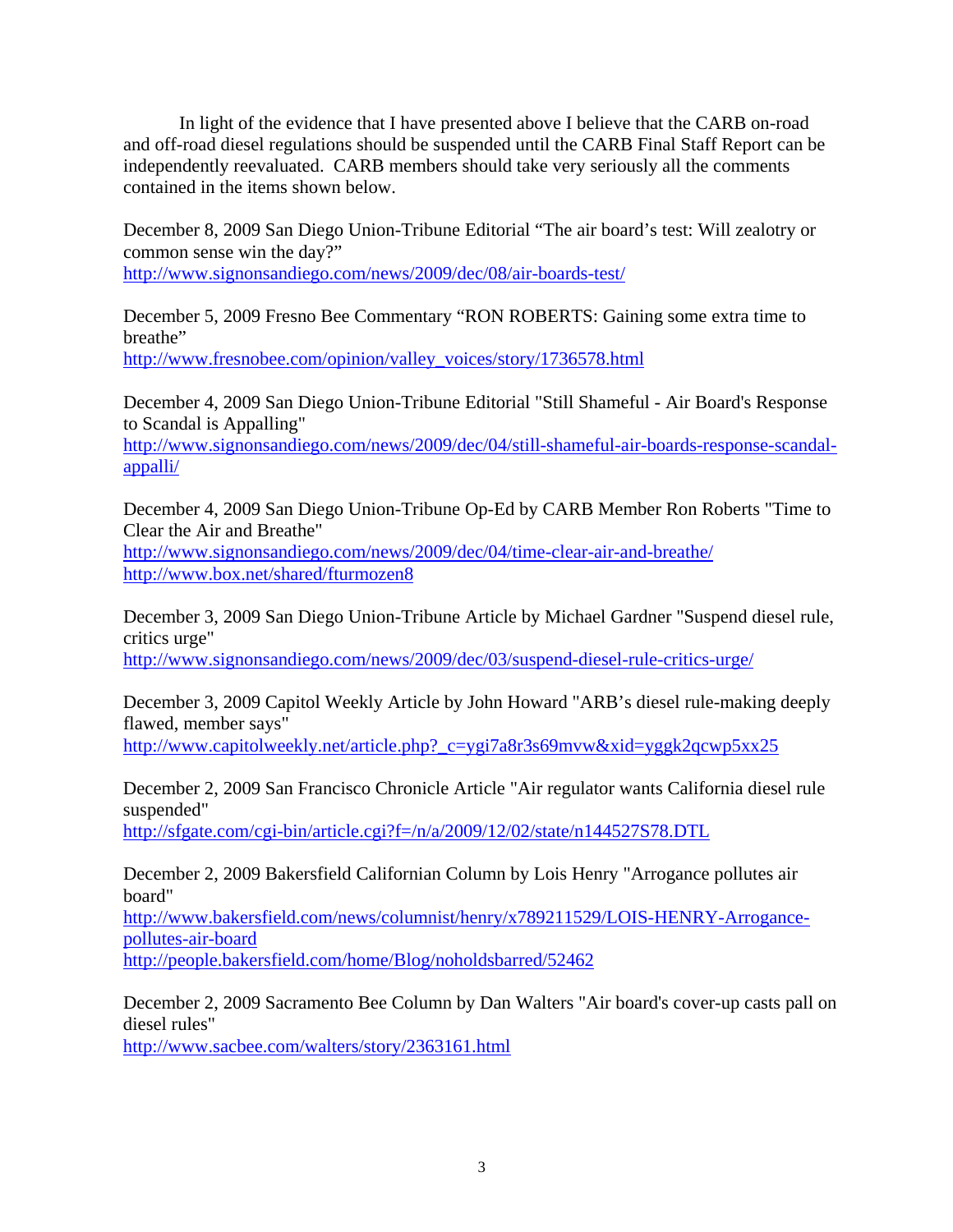In light of the evidence that I have presented above I believe that the CARB on-road and off-road diesel regulations should be suspended until the CARB Final Staff Report can be independently reevaluated. CARB members should take very seriously all the comments contained in the items shown below.

December 8, 2009 San Diego Union-Tribune Editorial "The air board's test: Will zealotry or common sense win the day?"
http://www.signonsandiego.com/news/2009/dec/08/air-boards-test/

December 5, 2009 Fresno Bee Commentary "RON ROBERTS: Gaining some extra time to breathe"
http://www.fresnobee.com/opinion/valley_voices/story/1736578.html

December 4, 2009 San Diego Union-Tribune Editorial "Still Shameful - Air Board's Response to Scandal is Appalling"
http://www.signonsandiego.com/news/2009/dec/04/still-shameful-air-boards-response-scandal-appalli/

December 4, 2009 San Diego Union-Tribune Op-Ed by CARB Member Ron Roberts "Time to Clear the Air and Breathe"
http://www.signonsandiego.com/news/2009/dec/04/time-clear-air-and-breathe/
http://www.box.net/shared/fturmozen8

December 3, 2009 San Diego Union-Tribune Article by Michael Gardner "Suspend diesel rule, critics urge"
http://www.signonsandiego.com/news/2009/dec/03/suspend-diesel-rule-critics-urge/

December 3, 2009 Capitol Weekly Article by John Howard "ARB's diesel rule-making deeply flawed, member says"
http://www.capitolweekly.net/article.php?_c=ygi7a8r3s69mvw&xid=yggk2qcwp5xx25

December 2, 2009 San Francisco Chronicle Article "Air regulator wants California diesel rule suspended"
http://sfgate.com/cgi-bin/article.cgi?f=/n/a/2009/12/02/state/n144527S78.DTL

December 2, 2009 Bakersfield Californian Column by Lois Henry "Arrogance pollutes air board"
http://www.bakersfield.com/news/columnist/henry/x789211529/LOIS-HENRY-Arrogance-pollutes-air-board
http://people.bakersfield.com/home/Blog/noholdsbarred/52462

December 2, 2009 Sacramento Bee Column by Dan Walters "Air board's cover-up casts pall on diesel rules"
http://www.sacbee.com/walters/story/2363161.html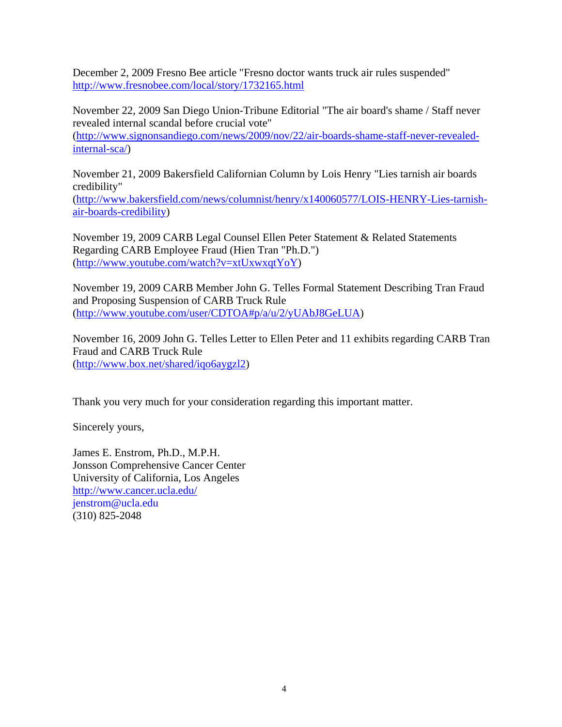December 2, 2009 Fresno Bee article "Fresno doctor wants truck air rules suspended" http://www.fresnobee.com/local/story/1732165.html

November 22, 2009 San Diego Union-Tribune Editorial "The air board's shame / Staff never revealed internal scandal before crucial vote" (http://www.signonsandiego.com/news/2009/nov/22/air-boards-shame-staff-never-revealed-internal-sca/)

November 21, 2009 Bakersfield Californian Column by Lois Henry "Lies tarnish air boards credibility" (http://www.bakersfield.com/news/columnist/henry/x140060577/LOIS-HENRY-Lies-tarnish-air-boards-credibility)

November 19, 2009 CARB Legal Counsel Ellen Peter Statement & Related Statements Regarding CARB Employee Fraud (Hien Tran "Ph.D.") (http://www.youtube.com/watch?v=xtUxwxqtYoY)

November 19, 2009 CARB Member John G. Telles Formal Statement Describing Tran Fraud and Proposing Suspension of CARB Truck Rule (http://www.youtube.com/user/CDTOA#p/a/u/2/yUAbJ8GeLUA)

November 16, 2009 John G. Telles Letter to Ellen Peter and 11 exhibits regarding CARB Tran Fraud and CARB Truck Rule (http://www.box.net/shared/iqo6aygzl2)

Thank you very much for your consideration regarding this important matter.

Sincerely yours,

James E. Enstrom, Ph.D., M.P.H.  
Jonsson Comprehensive Cancer Center  
University of California, Los Angeles  
http://www.cancer.ucla.edu/  
jenstrom@ucla.edu  
(310) 825-2048